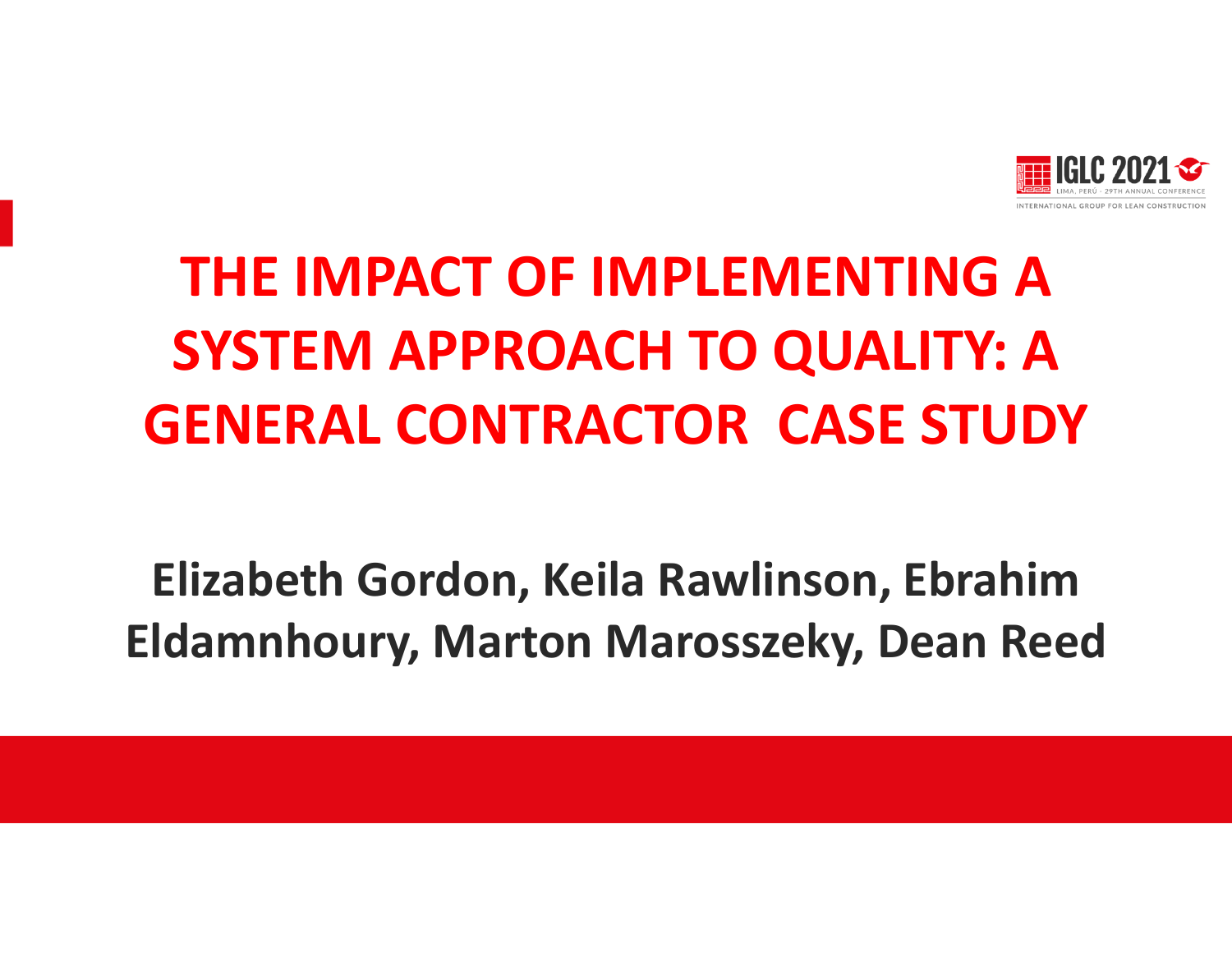IGLC 2021
LIMA, PERÚ · 29TH ANNUAL CONFERENCE
INTERNATIONAL GROUP FOR LEAN CONSTRUCTION

# THE IMPACT OF IMPLEMENTING A SYSTEM APPROACH TO QUALITY: A GENERAL CONTRACTOR CASE STUDY

**Elizabeth Gordon, Keila Rawlinson, Ebrahim Eldamnhoury, Marton Marosszeky, Dean Reed**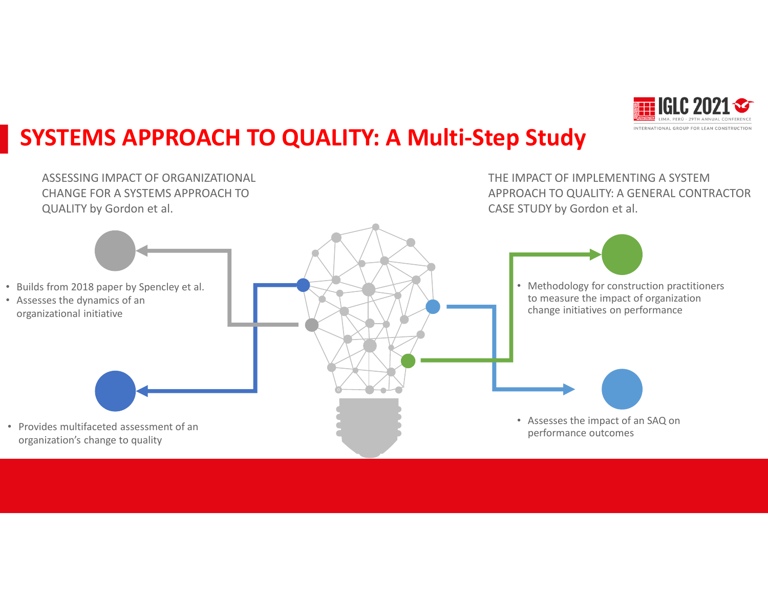# SYSTEMS APPROACH TO QUALITY: A Multi-Step Study

ASSESSING IMPACT OF ORGANIZATIONAL CHANGE FOR A SYSTEMS APPROACH TO QUALITY by Gordon et al.

- Builds from 2018 paper by Spencley et al.
- Assesses the dynamics of an organizational initiative

- Provides multifaceted assessment of an organization's change to quality

THE IMPACT OF IMPLEMENTING A SYSTEM APPROACH TO QUALITY: A GENERAL CONTRACTOR CASE STUDY by Gordon et al.

- Methodology for construction practitioners to measure the impact of organization change initiatives on performance

- Assesses the impact of an SAQ on performance outcomes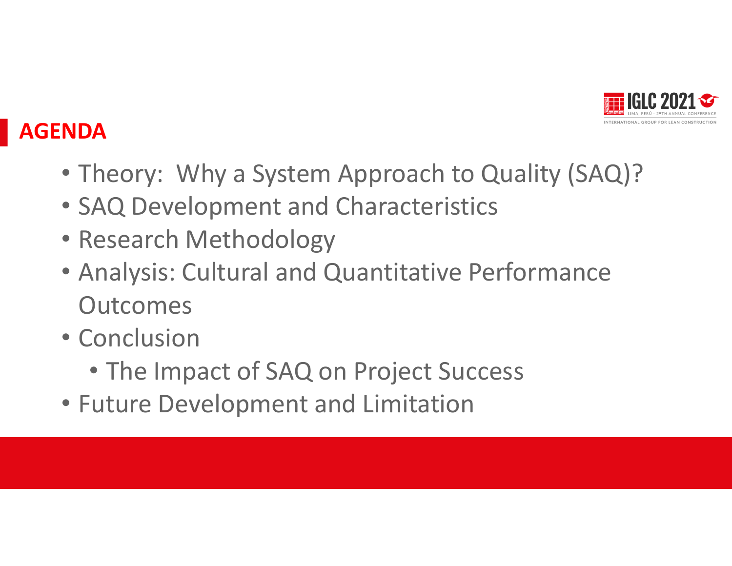## AGENDA

- Theory: Why a System Approach to Quality (SAQ)?
- SAQ Development and Characteristics
- Research Methodology
- Analysis: Cultural and Quantitative Performance Outcomes
- Conclusion
  - The Impact of SAQ on Project Success
- Future Development and Limitation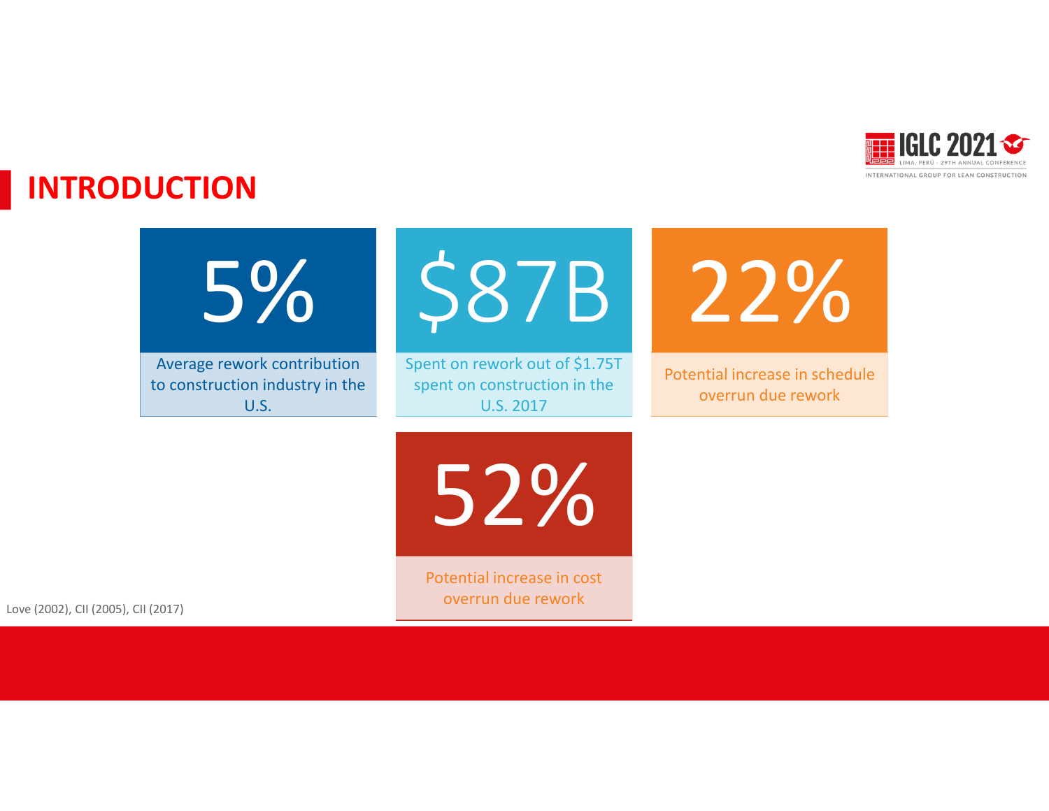# INTRODUCTION

**5%**

Average rework contribution to construction industry in the U.S.

**$87B**

Spent on rework out of $1.75T spent on construction in the U.S. 2017

**22%**

Potential increase in schedule overrun due rework

**52%**

Potential increase in cost overrun due rework

Love (2002), CII (2005), CII (2017)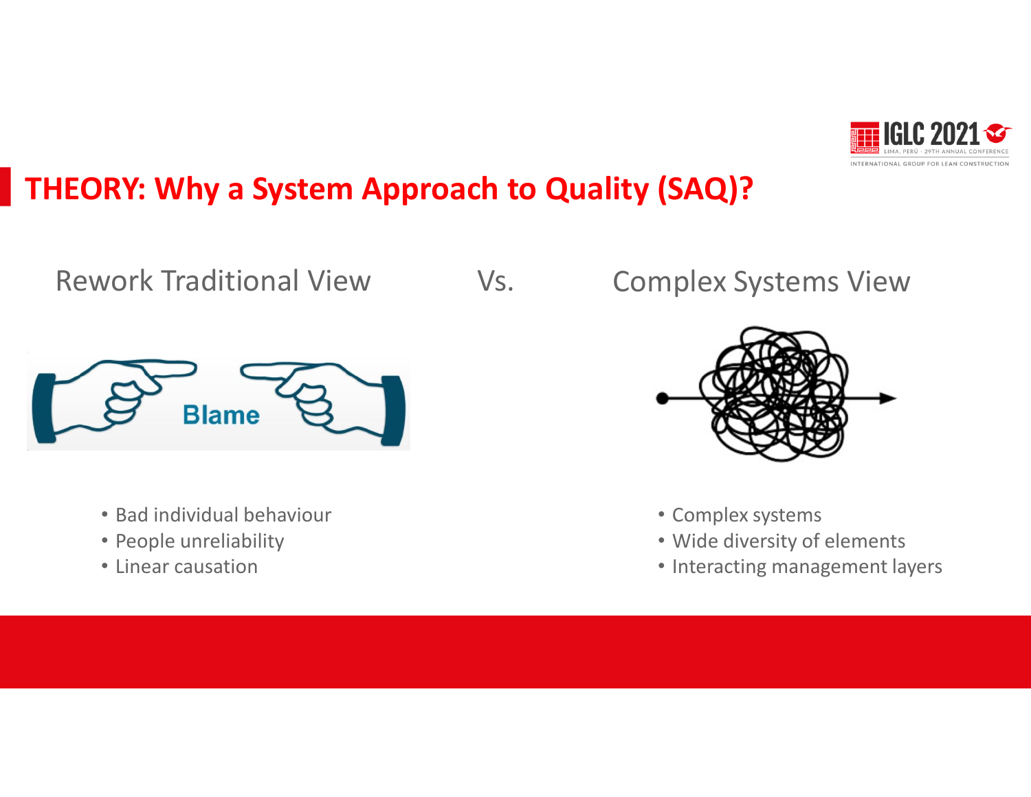# THEORY: Why a System Approach to Quality (SAQ)?

Rework Traditional View Vs. Complex Systems View

**Rework Traditional View**

- Bad individual behaviour
- People unreliability
- Linear causation

**Complex Systems View**

- Complex systems
- Wide diversity of elements
- Interacting management layers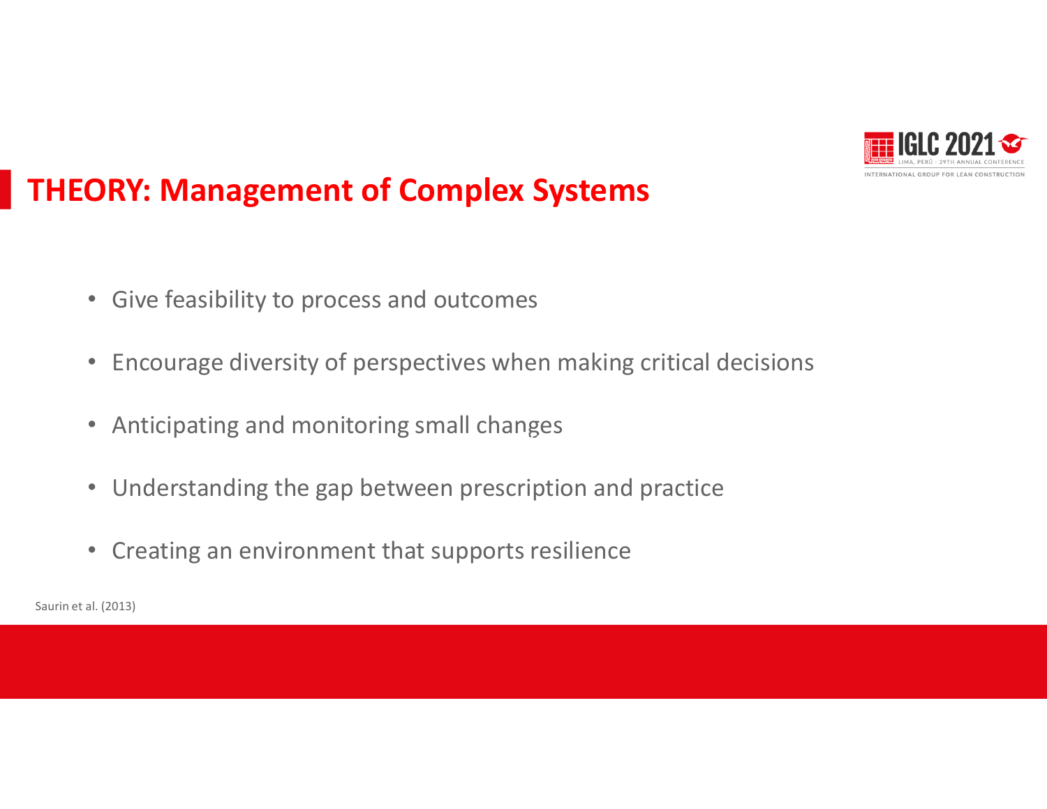# THEORY: Management of Complex Systems

- Give feasibility to process and outcomes
- Encourage diversity of perspectives when making critical decisions
- Anticipating and monitoring small changes
- Understanding the gap between prescription and practice
- Creating an environment that supports resilience

Saurin et al. (2013)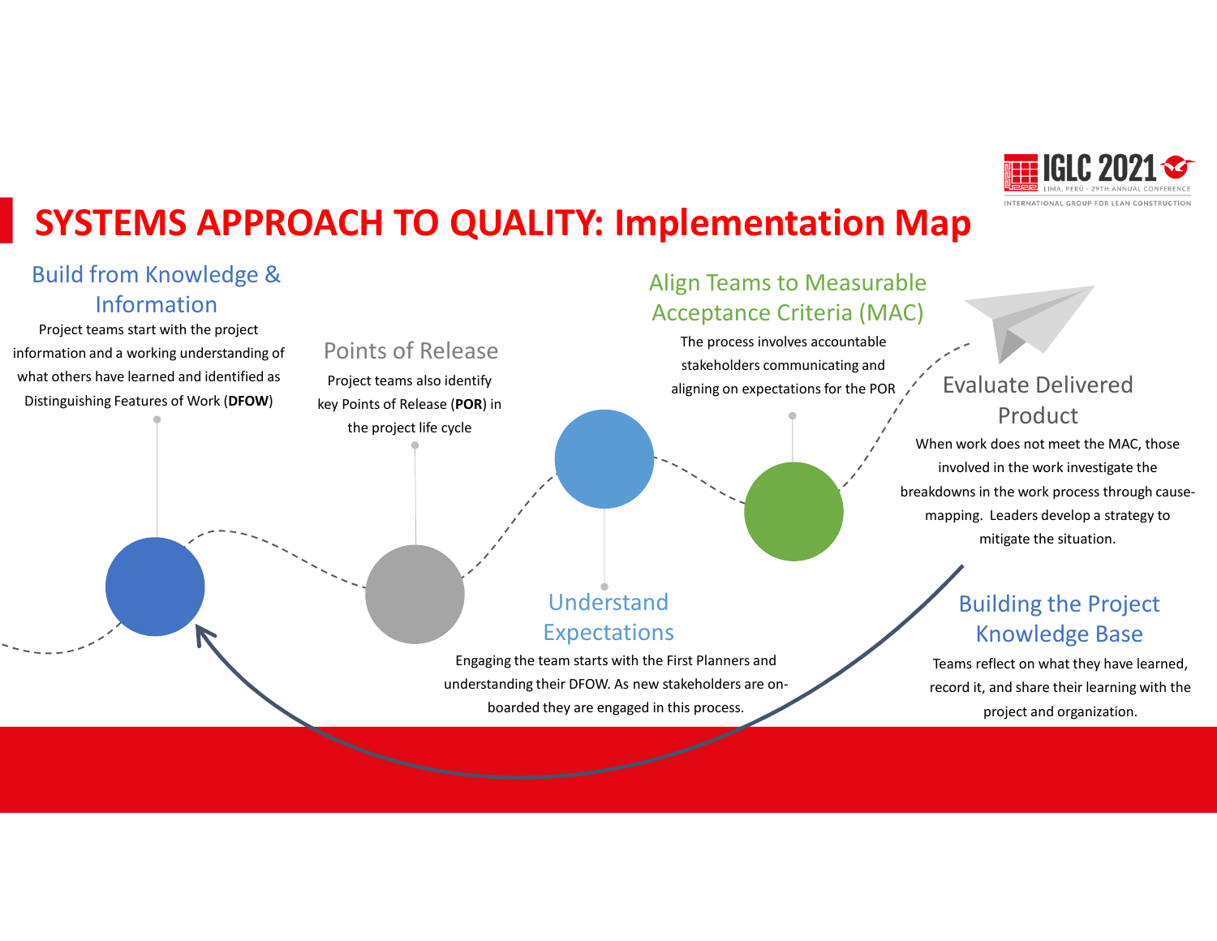# SYSTEMS APPROACH TO QUALITY: Implementation Map

### Build from Knowledge & Information

Project teams start with the project information and a working understanding of what others have learned and identified as Distinguishing Features of Work (**DFOW**)

### Points of Release

Project teams also identify key Points of Release (**POR**) in the project life cycle

### Understand Expectations

Engaging the team starts with the First Planners and understanding their DFOW. As new stakeholders are on-boarded they are engaged in this process.

### Align Teams to Measurable Acceptance Criteria (MAC)

The process involves accountable stakeholders communicating and aligning on expectations for the POR

### Evaluate Delivered Product

When work does not meet the MAC, those involved in the work investigate the breakdowns in the work process through cause-mapping. Leaders develop a strategy to mitigate the situation.

### Building the Project Knowledge Base

Teams reflect on what they have learned, record it, and share their learning with the project and organization.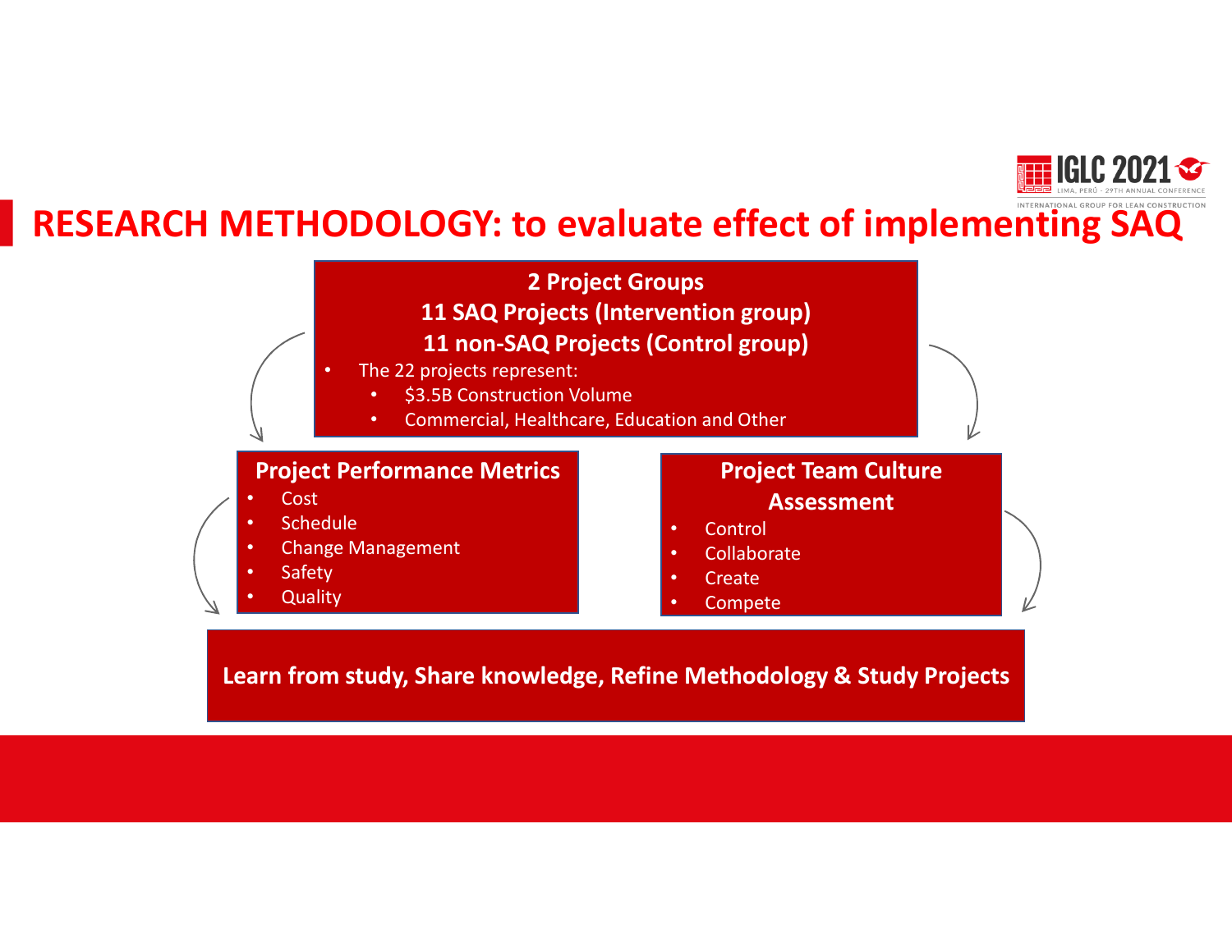# RESEARCH METHODOLOGY: to evaluate effect of implementing SAQ

**2 Project Groups**

**11 SAQ Projects (Intervention group)**

**11 non-SAQ Projects (Control group)**

- The 22 projects represent:
  - $3.5B Construction Volume
  - Commercial, Healthcare, Education and Other

**Project Performance Metrics**

- Cost
- Schedule
- Change Management
- Safety
- Quality

**Project Team Culture Assessment**

- Control
- Collaborate
- Create
- Compete

**Learn from study, Share knowledge, Refine Methodology & Study Projects**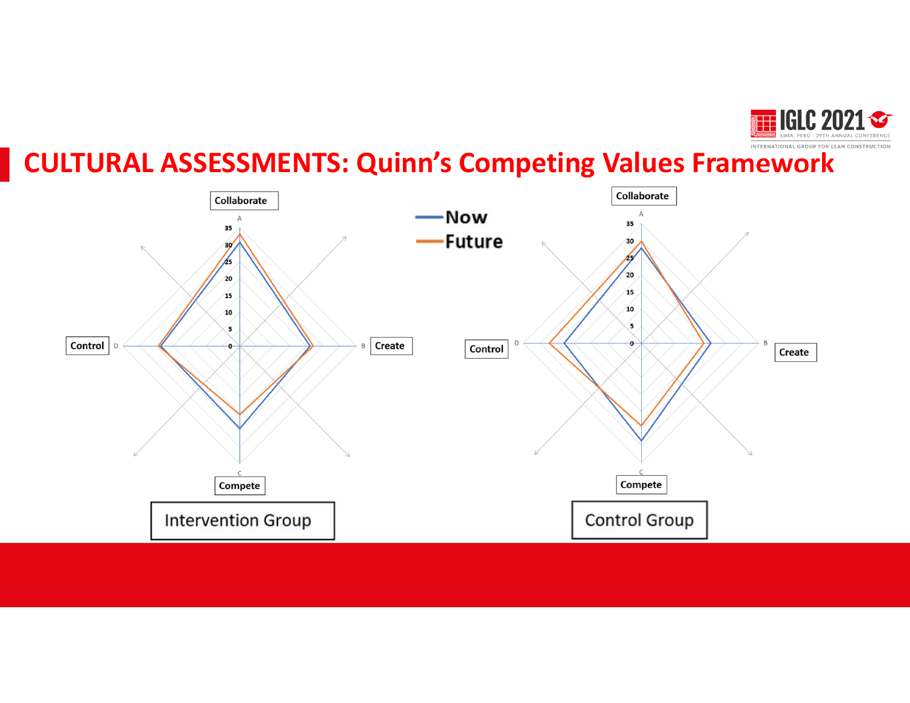# CULTURAL ASSESSMENTS: Quinn's Competing Values Framework

Collaborate

A

35
30
25
20
15
10
5
0

Control D

B Create

C

Compete

Intervention Group

Now
Future

Collaborate

A

35
30
25
20
15
10
5
0

Control D

B Create

C

Compete

Control Group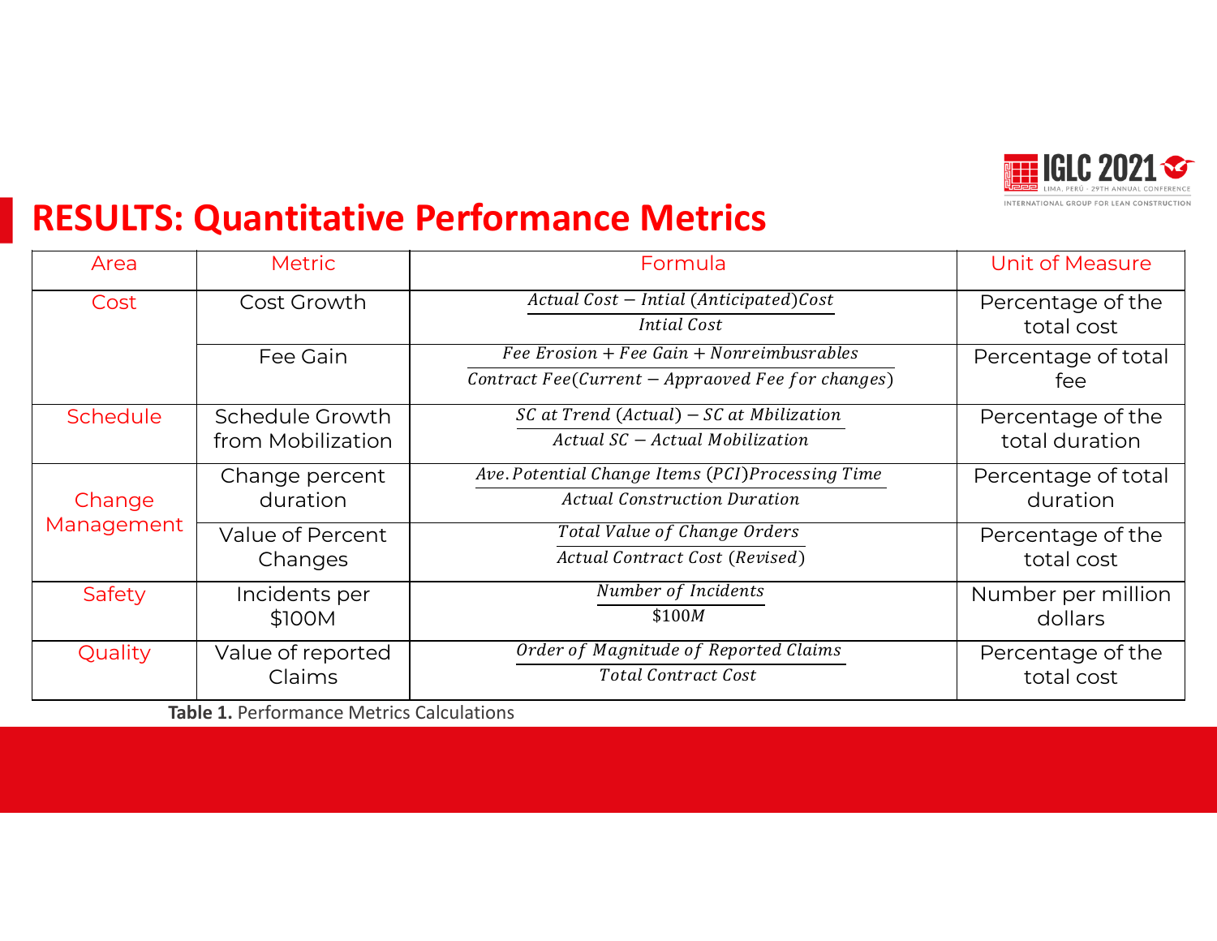# RESULTS: Quantitative Performance Metrics

| Area | Metric | Formula | Unit of Measure |
|---|---|---|---|
| Cost | Cost Growth | $\frac{Actual\ Cost - Intial\ (Anticipated) Cost}{Intial\ Cost}$ | Percentage of the total cost |
| | Fee Gain | $\frac{Fee\ Erosion + Fee\ Gain + Nonreimbusrables}{Contract\ Fee (Current - Appraoved\ Fee\ for\ changes)}$ | Percentage of total fee |
| Schedule | Schedule Growth from Mobilization | $\frac{SC\ at\ Trend\ (Actual) - SC\ at\ Mbilization}{Actual\ SC - Actual\ Mobilization}$ | Percentage of the total duration |
| Change Management | Change percent duration | $\frac{Ave. Potential\ Change\ Items\ (PCI) Processing\ Time}{Actual\ Construction\ Duration}$ | Percentage of total duration |
| | Value of Percent Changes | $\frac{Total\ Value\ of\ Change\ Orders}{Actual\ Contract\ Cost\ (Revised)}$ | Percentage of the total cost |
| Safety | Incidents per $100M | $\frac{Number\ of\ Incidents}{\$100M}$ | Number per million dollars |
| Quality | Value of reported Claims | $\frac{Order\ of\ Magnitude\ of\ Reported\ Claims}{Total\ Contract\ Cost}$ | Percentage of the total cost |

**Table 1.** Performance Metrics Calculations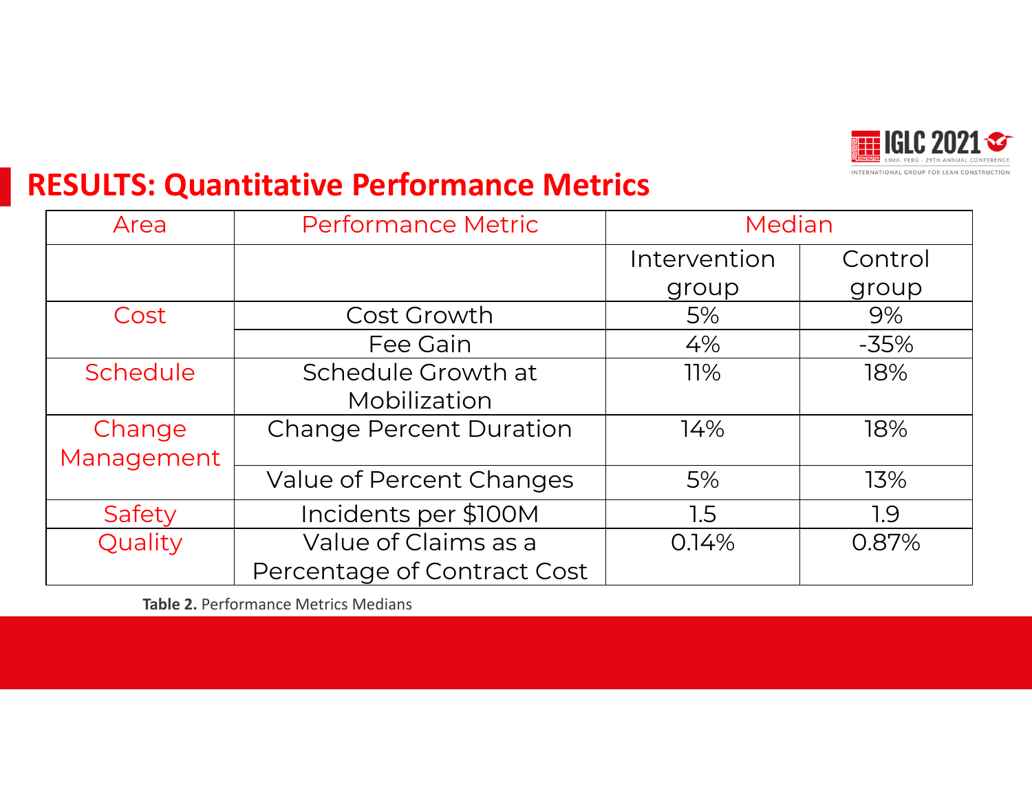## RESULTS: Quantitative Performance Metrics

| Area | Performance Metric | Median | |
|---|---|---|---|
| | | Intervention group | Control group |
| Cost | Cost Growth | 5% | 9% |
| | Fee Gain | 4% | -35% |
| Schedule | Schedule Growth at Mobilization | 11% | 18% |
| Change Management | Change Percent Duration | 14% | 18% |
| | Value of Percent Changes | 5% | 13% |
| Safety | Incidents per $100M | 1.5 | 1.9 |
| Quality | Value of Claims as a Percentage of Contract Cost | 0.14% | 0.87% |

**Table 2.** Performance Metrics Medians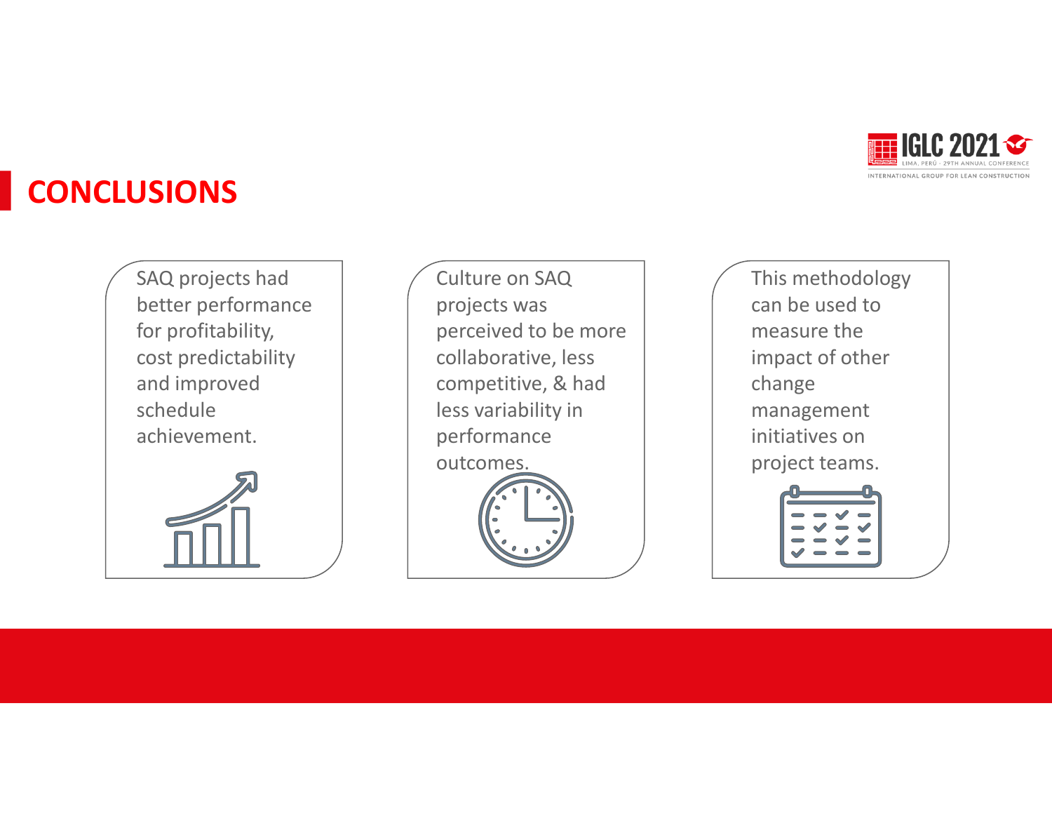# CONCLUSIONS

SAQ projects had better performance for profitability, cost predictability and improved schedule achievement.

Culture on SAQ projects was perceived to be more collaborative, less competitive, & had less variability in performance outcomes.

This methodology can be used to measure the impact of other change management initiatives on project teams.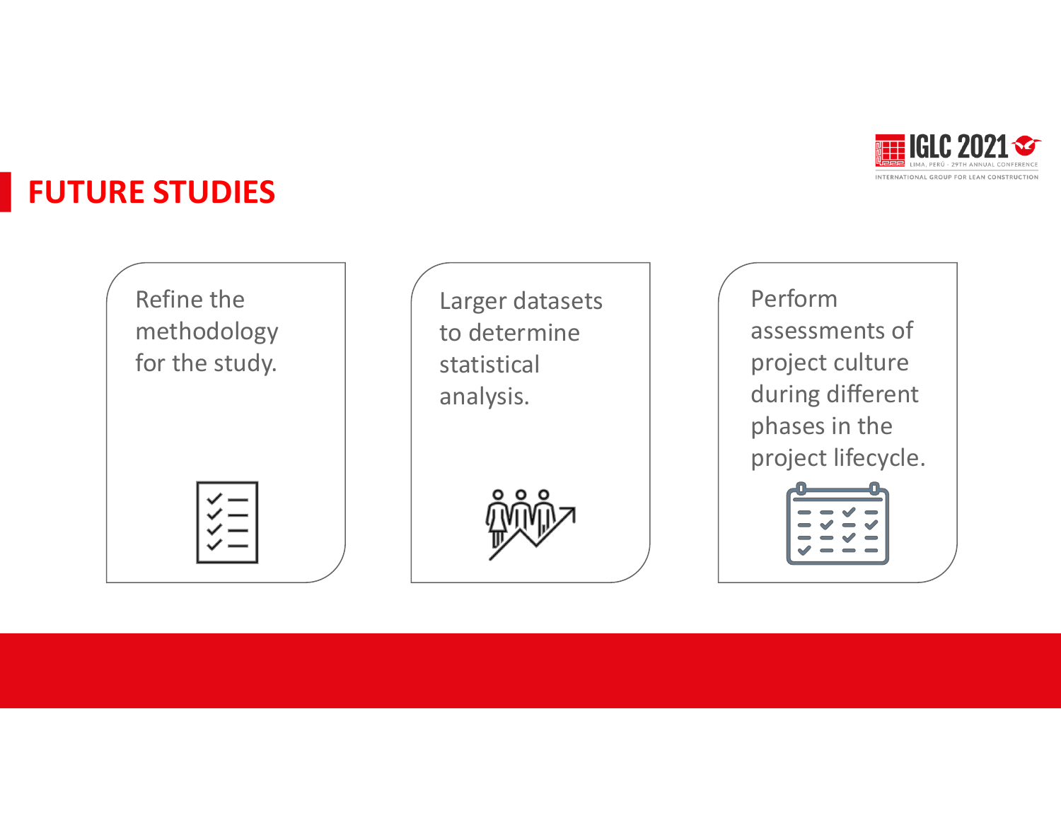# FUTURE STUDIES

- Refine the methodology for the study.
- Larger datasets to determine statistical analysis.
- Perform assessments of project culture during different phases in the project lifecycle.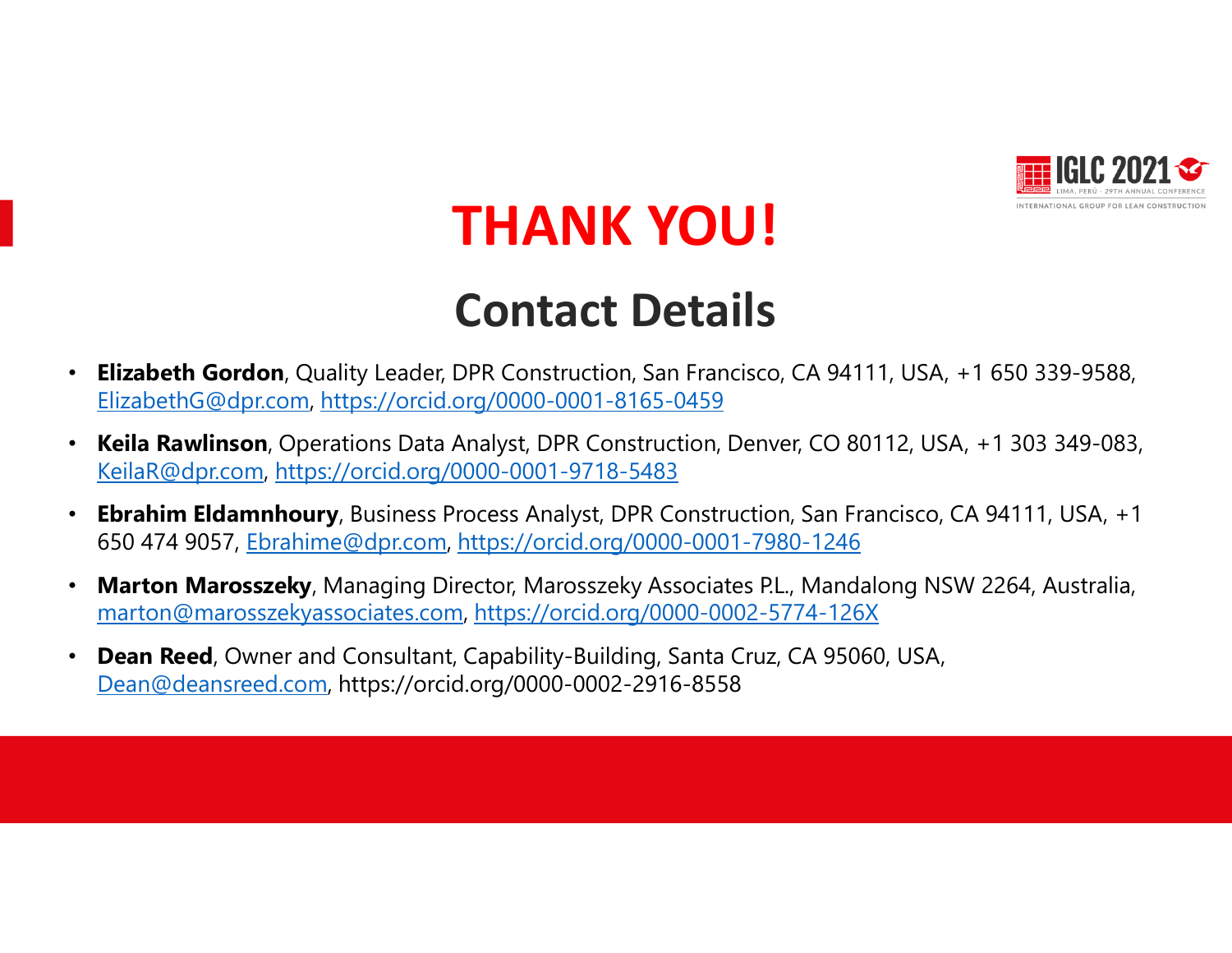# THANK YOU!

## Contact Details

- **Elizabeth Gordon**, Quality Leader, DPR Construction, San Francisco, CA 94111, USA, +1 650 339-9588, ElizabethG@dpr.com, https://orcid.org/0000-0001-8165-0459
- **Keila Rawlinson**, Operations Data Analyst, DPR Construction, Denver, CO 80112, USA, +1 303 349-083, KeilaR@dpr.com, https://orcid.org/0000-0001-9718-5483
- **Ebrahim Eldamnhoury**, Business Process Analyst, DPR Construction, San Francisco, CA 94111, USA, +1 650 474 9057, Ebrahime@dpr.com, https://orcid.org/0000-0001-7980-1246
- **Marton Marosszeky**, Managing Director, Marosszeky Associates P.L., Mandalong NSW 2264, Australia, marton@marosszekyassociates.com, https://orcid.org/0000-0002-5774-126X
- **Dean Reed**, Owner and Consultant, Capability-Building, Santa Cruz, CA 95060, USA, Dean@deansreed.com, https://orcid.org/0000-0002-2916-8558